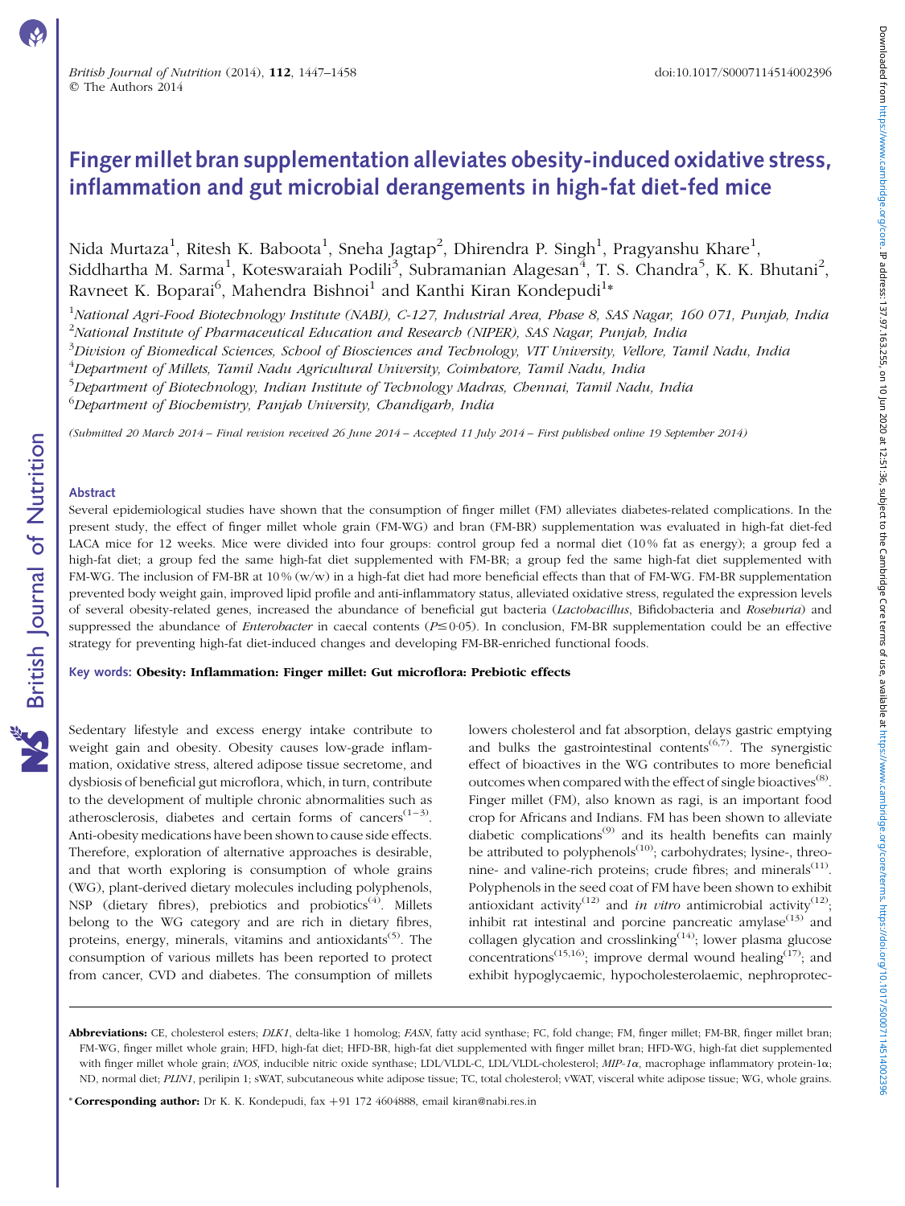# Finger millet bran supplementation alleviates obesity-induced oxidative stress, inflammation and gut microbial derangements in high-fat diet-fed mice

Nida Murtaza[1], Ritesh K. Baboota[1], Sneha Jagtap[2], Dhirendra P. Singh[1], Pragyanshu Khare[1], Siddhartha M. Sarma[1], Koteswaraiah Podili[3], Subramanian Alagesan[4], T. S. Chandra[5], K. K. Bhutani[2], Ravneet K. Boparai[6], Mahendra Bishnoi[1] and Kanthi Kiran Kondepudi[1]*

[1]*National Agri-Food Biotechnology Institute (NABI), C-127, Industrial Area, Phase 8, SAS Nagar, 160 071, Punjab, India*
[2]*National Institute of Pharmaceutical Education and Research (NIPER), SAS Nagar, Punjab, India*
[3]*Division of Biomedical Sciences, School of Biosciences and Technology, VIT University, Vellore, Tamil Nadu, India*
[4]*Department of Millets, Tamil Nadu Agricultural University, Coimbatore, Tamil Nadu, India*
[5]*Department of Biotechnology, Indian Institute of Technology Madras, Chennai, Tamil Nadu, India*
[6]*Department of Biochemistry, Panjab University, Chandigarh, India*

*(Submitted 20 March 2014 – Final revision received 26 June 2014 – Accepted 11 July 2014 – First published online 19 September 2014)*

## Abstract

Several epidemiological studies have shown that the consumption of finger millet (FM) alleviates diabetes-related complications. In the present study, the effect of finger millet whole grain (FM-WG) and bran (FM-BR) supplementation was evaluated in high-fat diet-fed LACA mice for 12 weeks. Mice were divided into four groups: control group fed a normal diet (10 % fat as energy); a group fed a high-fat diet; a group fed the same high-fat diet supplemented with FM-BR; a group fed the same high-fat diet supplemented with FM-WG. The inclusion of FM-BR at 10 % (w/w) in a high-fat diet had more beneficial effects than that of FM-WG. FM-BR supplementation prevented body weight gain, improved lipid profile and anti-inflammatory status, alleviated oxidative stress, regulated the expression levels of several obesity-related genes, increased the abundance of beneficial gut bacteria (*Lactobacillus*, Bifidobacteria and *Roseburia*) and suppressed the abundance of *Enterobacter* in caecal contents ($P \leq 0.05$). In conclusion, FM-BR supplementation could be an effective strategy for preventing high-fat diet-induced changes and developing FM-BR-enriched functional foods.

**Key words: Obesity: Inflammation: Finger millet: Gut microflora: Prebiotic effects**

Sedentary lifestyle and excess energy intake contribute to weight gain and obesity. Obesity causes low-grade inflammation, oxidative stress, altered adipose tissue secretome, and dysbiosis of beneficial gut microflora, which, in turn, contribute to the development of multiple chronic abnormalities such as atherosclerosis, diabetes and certain forms of cancers[1–3]. Anti-obesity medications have been shown to cause side effects. Therefore, exploration of alternative approaches is desirable, and that worth exploring is consumption of whole grains (WG), plant-derived dietary molecules including polyphenols, NSP (dietary fibres), prebiotics and probiotics[4]. Millets belong to the WG category and are rich in dietary fibres, proteins, energy, minerals, vitamins and antioxidants[5]. The consumption of various millets has been reported to protect from cancer, CVD and diabetes. The consumption of millets lowers cholesterol and fat absorption, delays gastric emptying and bulks the gastrointestinal contents[6,7]. The synergistic effect of bioactives in the WG contributes to more beneficial outcomes when compared with the effect of single bioactives[8]. Finger millet (FM), also known as ragi, is an important food crop for Africans and Indians. FM has been shown to alleviate diabetic complications[9] and its health benefits can mainly be attributed to polyphenols[10]; carbohydrates; lysine-, threonine- and valine-rich proteins; crude fibres; and minerals[11]. Polyphenols in the seed coat of FM have been shown to exhibit antioxidant activity[12] and *in vitro* antimicrobial activity[12]; inhibit rat intestinal and porcine pancreatic amylase[13] and collagen glycation and crosslinking[14]; lower plasma glucose concentrations[15,16]; improve dermal wound healing[17]; and exhibit hypoglycaemic, hypocholesterolaemic, nephroprotec-

---

**Abbreviations:** CE, cholesterol esters; *DLK1*, delta-like 1 homolog; *FASN*, fatty acid synthase; FC, fold change; FM, finger millet; FM-BR, finger millet bran; FM-WG, finger millet whole grain; HFD, high-fat diet; HFD-BR, high-fat diet supplemented with finger millet bran; HFD-WG, high-fat diet supplemented with finger millet whole grain; *iNOS*, inducible nitric oxide synthase; LDL/VLDL-C, LDL/VLDL-cholesterol; *MIP-1α*, macrophage inflammatory protein-1α; ND, normal diet; *PLIN1*, perilipin 1; sWAT, subcutaneous white adipose tissue; TC, total cholesterol; vWAT, visceral white adipose tissue; WG, whole grains.

\* **Corresponding author:** Dr K. K. Kondepudi, fax +91 172 4604888, email kiran@nabi.res.in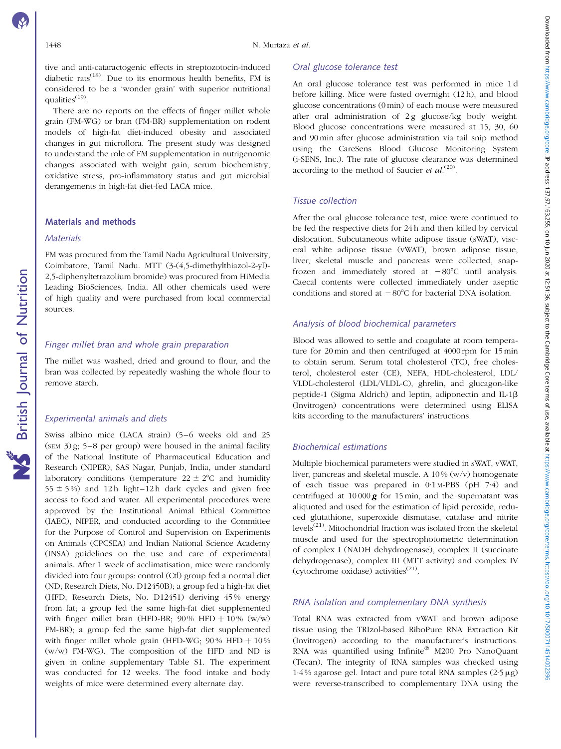tive and anti-cataractogenic effects in streptozotocin-induced diabetic rats[18]. Due to its enormous health benefits, FM is considered to be a 'wonder grain' with superior nutritional qualities[19].

There are no reports on the effects of finger millet whole grain (FM-WG) or bran (FM-BR) supplementation on rodent models of high-fat diet-induced obesity and associated changes in gut microflora. The present study was designed to understand the role of FM supplementation in nutrigenomic changes associated with weight gain, serum biochemistry, oxidative stress, pro-inflammatory status and gut microbial derangements in high-fat diet-fed LACA mice.

## Materials and methods

### *Materials*

FM was procured from the Tamil Nadu Agricultural University, Coimbatore, Tamil Nadu. MTT (3-(4,5-dimethylthiazol-2-yl)-2,5-diphenyltetrazolium bromide) was procured from HiMedia Leading BioSciences, India. All other chemicals used were of high quality and were purchased from local commercial sources.

### *Finger millet bran and whole grain preparation*

The millet was washed, dried and ground to flour, and the bran was collected by repeatedly washing the whole flour to remove starch.

### *Experimental animals and diets*

Swiss albino mice (LACA strain) (5–6 weeks old and 25 (SEM 3) g; 5–8 per group) were housed in the animal facility of the National Institute of Pharmaceutical Education and Research (NIPER), SAS Nagar, Punjab, India, under standard laboratory conditions (temperature 22 ± 2°C and humidity 55 ± 5 %) and 12 h light–12 h dark cycles and given free access to food and water. All experimental procedures were approved by the Institutional Animal Ethical Committee (IAEC), NIPER, and conducted according to the Committee for the Purpose of Control and Supervision on Experiments on Animals (CPCSEA) and Indian National Science Academy (INSA) guidelines on the use and care of experimental animals. After 1 week of acclimatisation, mice were randomly divided into four groups: control (Ctl) group fed a normal diet (ND; Research Diets, No. D12450B); a group fed a high-fat diet (HFD; Research Diets, No. D12451) deriving 45 % energy from fat; a group fed the same high-fat diet supplemented with finger millet bran (HFD-BR; 90 % HFD + 10 % (w/w) FM-BR); a group fed the same high-fat diet supplemented with finger millet whole grain (HFD-WG; 90 % HFD + 10 % (w/w) FM-WG). The composition of the HFD and ND is given in online supplementary Table S1. The experiment was conducted for 12 weeks. The food intake and body weights of mice were determined every alternate day.

### *Oral glucose tolerance test*

An oral glucose tolerance test was performed in mice 1 d before killing. Mice were fasted overnight (12 h), and blood glucose concentrations (0 min) of each mouse were measured after oral administration of 2 g glucose/kg body weight. Blood glucose concentrations were measured at 15, 30, 60 and 90 min after glucose administration via tail snip method using the CareSens Blood Glucose Monitoring System (i-SENS, Inc.). The rate of glucose clearance was determined according to the method of Saucier *et al.*[20].

### *Tissue collection*

After the oral glucose tolerance test, mice were continued to be fed the respective diets for 24 h and then killed by cervical dislocation. Subcutaneous white adipose tissue (sWAT), visceral white adipose tissue (vWAT), brown adipose tissue, liver, skeletal muscle and pancreas were collected, snap-frozen and immediately stored at −80°C until analysis. Caecal contents were collected immediately under aseptic conditions and stored at −80°C for bacterial DNA isolation.

### *Analysis of blood biochemical parameters*

Blood was allowed to settle and coagulate at room temperature for 20 min and then centrifuged at 4000 rpm for 15 min to obtain serum. Serum total cholesterol (TC), free cholesterol, cholesterol ester (CE), NEFA, HDL-cholesterol, LDL/VLDL-cholesterol (LDL/VLDL-C), ghrelin, and glucagon-like peptide-1 (Sigma Aldrich) and leptin, adiponectin and IL-1β (Invitrogen) concentrations were determined using ELISA kits according to the manufacturers' instructions.

### *Biochemical estimations*

Multiple biochemical parameters were studied in sWAT, vWAT, liver, pancreas and skeletal muscle. A 10 % (w/v) homogenate of each tissue was prepared in 0·1 M-PBS (pH 7·4) and centrifuged at 10 000 ***g*** for 15 min, and the supernatant was aliquoted and used for the estimation of lipid peroxide, reduced glutathione, superoxide dismutase, catalase and nitrite levels[21]. Mitochondrial fraction was isolated from the skeletal muscle and used for the spectrophotometric determination of complex I (NADH dehydrogenase), complex II (succinate dehydrogenase), complex III (MTT activity) and complex IV (cytochrome oxidase) activities[21].

### *RNA isolation and complementary DNA synthesis*

Total RNA was extracted from vWAT and brown adipose tissue using the TRIzol-based RiboPure RNA Extraction Kit (Invitrogen) according to the manufacturer's instructions. RNA was quantified using Infinite® M200 Pro NanoQuant (Tecan). The integrity of RNA samples was checked using 1·4 % agarose gel. Intact and pure total RNA samples (2·5 μg) were reverse-transcribed to complementary DNA using the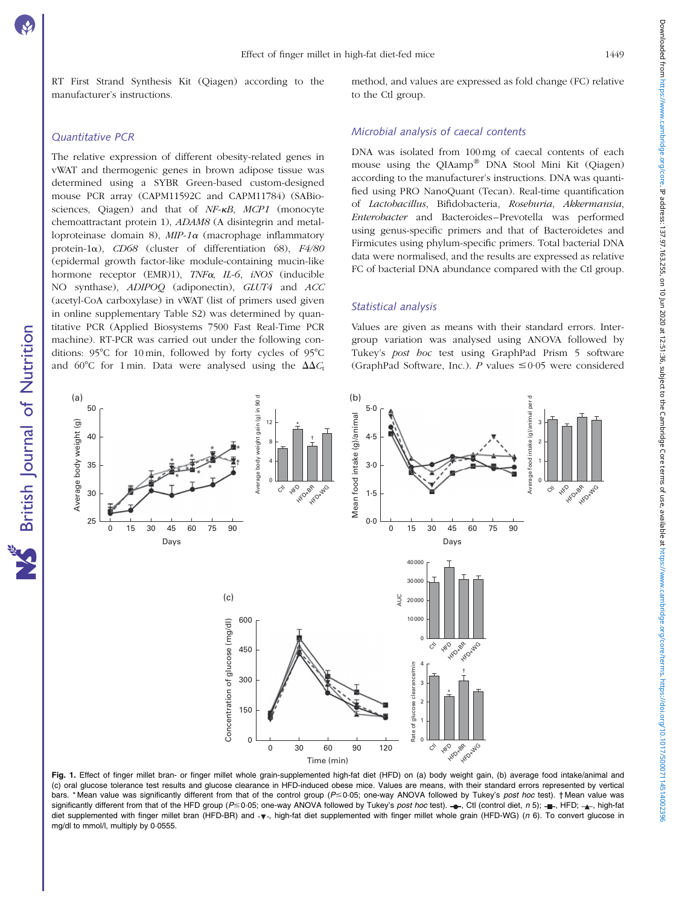RT First Strand Synthesis Kit (Qiagen) according to the manufacturer's instructions.

### Quantitative PCR

The relative expression of different obesity-related genes in vWAT and thermogenic genes in brown adipose tissue was determined using a SYBR Green-based custom-designed mouse PCR array (CAPM11592C and CAPM11784) (SABiosciences, Qiagen) and that of *NF-κB*, *MCP1* (monocyte chemoattractant protein 1), *ADAM8* (A disintegrin and metalloproteinase domain 8), *MIP-1α* (macrophage inflammatory protein-1α), *CD68* (cluster of differentiation 68), *F4/80* (epidermal growth factor-like module-containing mucin-like hormone receptor (EMR)1), *TNFα*, *IL-6*, *iNOS* (inducible NO synthase), *ADIPOQ* (adiponectin), *GLUT4* and *ACC* (acetyl-CoA carboxylase) in vWAT (list of primers used given in online supplementary Table S2) was determined by quantitative PCR (Applied Biosystems 7500 Fast Real-Time PCR machine). RT-PCR was carried out under the following conditions: 95°C for 10 min, followed by forty cycles of 95°C and 60°C for 1 min. Data were analysed using the $\Delta\Delta C_t$ method, and values are expressed as fold change (FC) relative to the Ctl group.

### Microbial analysis of caecal contents

DNA was isolated from 100 mg of caecal contents of each mouse using the QIAamp® DNA Stool Mini Kit (Qiagen) according to the manufacturer's instructions. DNA was quantified using PRO NanoQuant (Tecan). Real-time quantification of *Lactobacillus*, Bifidobacteria, *Roseburia*, *Akkermansia*, *Enterobacter* and Bacteroides–Prevotella was performed using genus-specific primers and that of Bacteroidetes and Firmicutes using phylum-specific primers. Total bacterial DNA data were normalised, and the results are expressed as relative FC of bacterial DNA abundance compared with the Ctl group.

### Statistical analysis

Values are given as means with their standard errors. Intergroup variation was analysed using ANOVA followed by Tukey's *post hoc* test using GraphPad Prism 5 software (GraphPad Software, Inc.). *P* values $\leq 0.05$ were considered

**Fig. 1.** Effect of finger millet bran- or finger millet whole grain-supplemented high-fat diet (HFD) on (a) body weight gain, (b) average food intake/animal and (c) oral glucose tolerance test results and glucose clearance in HFD-induced obese mice. Values are means, with their standard errors represented by vertical bars. * Mean value was significantly different from that of the control group ($P \leq 0.05$; one-way ANOVA followed by Tukey's *post hoc* test). † Mean value was significantly different from that of the HFD group ($P \leq 0.05$; one-way ANOVA followed by Tukey's *post hoc* test). –●–, Ctl (control diet, *n* 5); –■–, HFD; –▲–, high-fat diet supplemented with finger millet bran (HFD-BR) and -▼-, high-fat diet supplemented with finger millet whole grain (HFD-WG) (*n* 6). To convert glucose in mg/dl to mmol/l, multiply by 0·0555.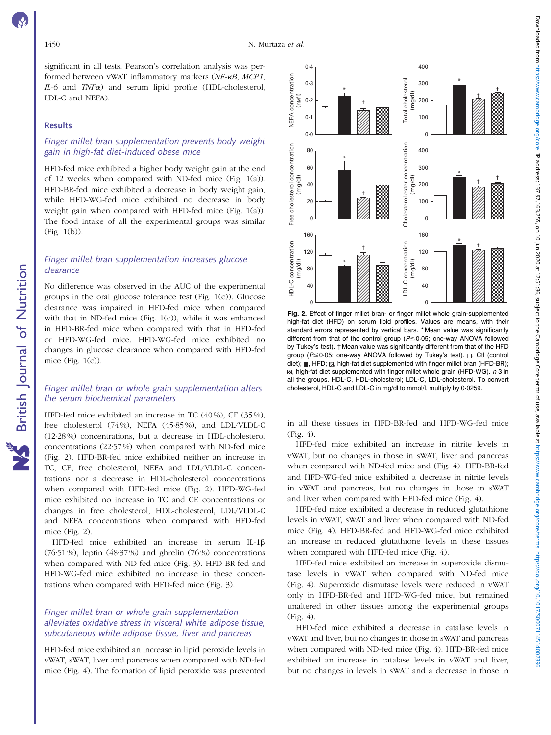significant in all tests. Pearson's correlation analysis was performed between vWAT inflammatory markers (*NF-κB*, *MCP1*, *IL-6* and *TNFα*) and serum lipid profile (HDL-cholesterol, LDL-C and NEFA).

## Results

### *Finger millet bran supplementation prevents body weight gain in high-fat diet-induced obese mice*

HFD-fed mice exhibited a higher body weight gain at the end of 12 weeks when compared with ND-fed mice (Fig. 1(a)). HFD-BR-fed mice exhibited a decrease in body weight gain, while HFD-WG-fed mice exhibited no decrease in body weight gain when compared with HFD-fed mice (Fig. 1(a)). The food intake of all the experimental groups was similar (Fig. 1(b)).

### *Finger millet bran supplementation increases glucose clearance*

No difference was observed in the AUC of the experimental groups in the oral glucose tolerance test (Fig. 1(c)). Glucose clearance was impaired in HFD-fed mice when compared with that in ND-fed mice (Fig. 1(c)), while it was enhanced in HFD-BR-fed mice when compared with that in HFD-fed or HFD-WG-fed mice. HFD-WG-fed mice exhibited no changes in glucose clearance when compared with HFD-fed mice (Fig. 1(c)).

### *Finger millet bran or whole grain supplementation alters the serum biochemical parameters*

HFD-fed mice exhibited an increase in TC (40 %), CE (35 %), free cholesterol (74 %), NEFA (45·85 %), and LDL/VLDL-C (12·28 %) concentrations, but a decrease in HDL-cholesterol concentrations (22·57 %) when compared with ND-fed mice (Fig. 2). HFD-BR-fed mice exhibited neither an increase in TC, CE, free cholesterol, NEFA and LDL/VLDL-C concentrations nor a decrease in HDL-cholesterol concentrations when compared with HFD-fed mice (Fig. 2). HFD-WG-fed mice exhibited no increase in TC and CE concentrations or changes in free cholesterol, HDL-cholesterol, LDL/VLDL-C and NEFA concentrations when compared with HFD-fed mice (Fig. 2).

HFD-fed mice exhibited an increase in serum IL-1β (76·51 %), leptin (48·37 %) and ghrelin (76 %) concentrations when compared with ND-fed mice (Fig. 3). HFD-BR-fed and HFD-WG-fed mice exhibited no increase in these concentrations when compared with HFD-fed mice (Fig. 3).

### *Finger millet bran or whole grain supplementation alleviates oxidative stress in visceral white adipose tissue, subcutaneous white adipose tissue, liver and pancreas*

HFD-fed mice exhibited an increase in lipid peroxide levels in vWAT, sWAT, liver and pancreas when compared with ND-fed mice (Fig. 4). The formation of lipid peroxide was prevented in all these tissues in HFD-BR-fed and HFD-WG-fed mice (Fig. 4).

HFD-fed mice exhibited an increase in nitrite levels in vWAT, but no changes in those in sWAT, liver and pancreas when compared with ND-fed mice and (Fig. 4). HFD-BR-fed and HFD-WG-fed mice exhibited a decrease in nitrite levels in vWAT and pancreas, but no changes in those in sWAT and liver when compared with HFD-fed mice (Fig. 4).

HFD-fed mice exhibited a decrease in reduced glutathione levels in vWAT, sWAT and liver when compared with ND-fed mice (Fig. 4). HFD-BR-fed and HFD-WG-fed mice exhibited an increase in reduced glutathione levels in these tissues when compared with HFD-fed mice (Fig. 4).

HFD-fed mice exhibited an increase in superoxide dismutase levels in vWAT when compared with ND-fed mice (Fig. 4). Superoxide dismutase levels were reduced in vWAT only in HFD-BR-fed and HFD-WG-fed mice, but remained unaltered in other tissues among the experimental groups (Fig. 4).

HFD-fed mice exhibited a decrease in catalase levels in vWAT and liver, but no changes in those in sWAT and pancreas when compared with ND-fed mice (Fig. 4). HFD-BR-fed mice exhibited an increase in catalase levels in vWAT and liver, but no changes in levels in sWAT and a decrease in those in

**Fig. 2.** Effect of finger millet bran- or finger millet whole grain-supplemented high-fat diet (HFD) on serum lipid profiles. Values are means, with their standard errors represented by vertical bars. * Mean value was significantly different from that of the control group ($P \leq 0·05$; one-way ANOVA followed by Tukey's test). † Mean value was significantly different from that of the HFD group ($P \leq 0·05$; one-way ANOVA followed by Tukey's test). □, Ctl (control diet); ■, HFD; ▨, high-fat diet supplemented with finger millet bran (HFD-BR); ▩, high-fat diet supplemented with finger millet whole grain (HFD-WG). *n* 3 in all the groups. HDL-C, HDL-cholesterol; LDL-C, LDL-cholesterol. To convert cholesterol, HDL-C and LDL-C in mg/dl to mmol/l, multiply by 0·0259.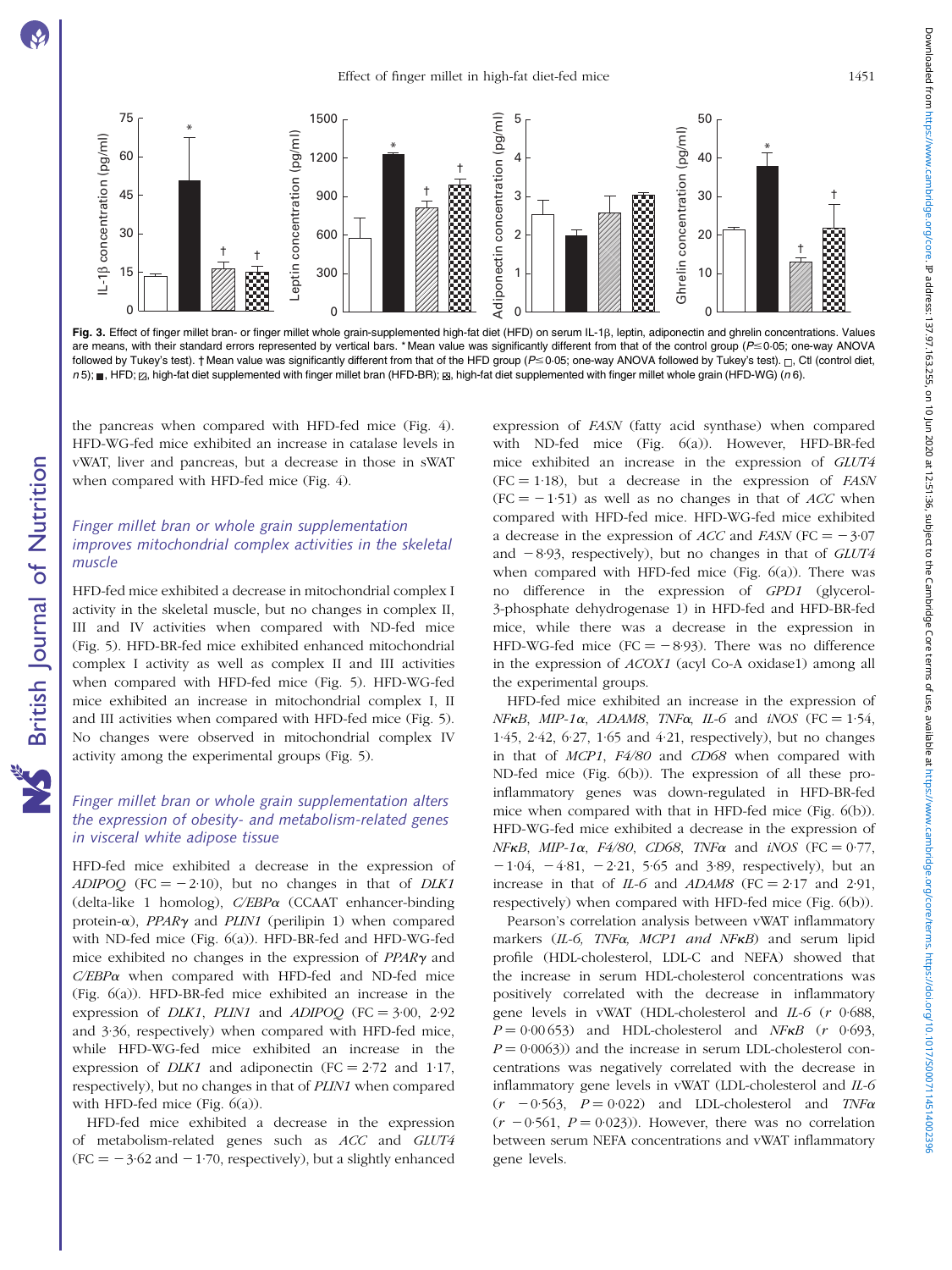**Fig. 3.** Effect of finger millet bran- or finger millet whole grain-supplemented high-fat diet (HFD) on serum IL-1β, leptin, adiponectin and ghrelin concentrations. Values are means, with their standard errors represented by vertical bars. * Mean value was significantly different from that of the control group ($P \leq 0.05$; one-way ANOVA followed by Tukey's test). † Mean value was significantly different from that of the HFD group ($P \leq 0.05$; one-way ANOVA followed by Tukey's test). □, Ctl (control diet, *n* 5); ■, HFD; ▨, high-fat diet supplemented with finger millet bran (HFD-BR); ▩, high-fat diet supplemented with finger millet whole grain (HFD-WG) (*n* 6).

the pancreas when compared with HFD-fed mice (Fig. 4). HFD-WG-fed mice exhibited an increase in catalase levels in vWAT, liver and pancreas, but a decrease in those in sWAT when compared with HFD-fed mice (Fig. 4).

### *Finger millet bran or whole grain supplementation improves mitochondrial complex activities in the skeletal muscle*

HFD-fed mice exhibited a decrease in mitochondrial complex I activity in the skeletal muscle, but no changes in complex II, III and IV activities when compared with ND-fed mice (Fig. 5). HFD-BR-fed mice exhibited enhanced mitochondrial complex I activity as well as complex II and III activities when compared with HFD-fed mice (Fig. 5). HFD-WG-fed mice exhibited an increase in mitochondrial complex I, II and III activities when compared with HFD-fed mice (Fig. 5). No changes were observed in mitochondrial complex IV activity among the experimental groups (Fig. 5).

### *Finger millet bran or whole grain supplementation alters the expression of obesity- and metabolism-related genes in visceral white adipose tissue*

HFD-fed mice exhibited a decrease in the expression of *ADIPOQ* (FC = −2·10), but no changes in that of *DLK1* (delta-like 1 homolog), *C/EBPα* (CCAAT enhancer-binding protein-α), *PPARγ* and *PLIN1* (perilipin 1) when compared with ND-fed mice (Fig. 6(a)). HFD-BR-fed and HFD-WG-fed mice exhibited no changes in the expression of *PPARγ* and *C/EBPα* when compared with HFD-fed and ND-fed mice (Fig. 6(a)). HFD-BR-fed mice exhibited an increase in the expression of *DLK1*, *PLIN1* and *ADIPOQ* (FC = 3·00, 2·92 and 3·36, respectively) when compared with HFD-fed mice, while HFD-WG-fed mice exhibited an increase in the expression of *DLK1* and adiponectin (FC = 2·72 and 1·17, respectively), but no changes in that of *PLIN1* when compared with HFD-fed mice (Fig. 6(a)).

HFD-fed mice exhibited a decrease in the expression of metabolism-related genes such as *ACC* and *GLUT4* (FC = −3·62 and −1·70, respectively), but a slightly enhanced expression of *FASN* (fatty acid synthase) when compared with ND-fed mice (Fig. 6(a)). However, HFD-BR-fed mice exhibited an increase in the expression of *GLUT4* (FC = 1·18), but a decrease in the expression of *FASN* (FC = −1·51) as well as no changes in that of *ACC* when compared with HFD-fed mice. HFD-WG-fed mice exhibited a decrease in the expression of *ACC* and *FASN* (FC = −3·07 and −8·93, respectively), but no changes in that of *GLUT4* when compared with HFD-fed mice (Fig. 6(a)). There was no difference in the expression of *GPD1* (glycerol-3-phosphate dehydrogenase 1) in HFD-fed and HFD-BR-fed mice, while there was a decrease in the expression in HFD-WG-fed mice (FC = −8·93). There was no difference in the expression of *ACOX1* (acyl Co-A oxidase1) among all the experimental groups.

HFD-fed mice exhibited an increase in the expression of *NFκB*, *MIP-1α*, *ADAM8*, *TNFα*, *IL-6* and *iNOS* (FC = 1·54, 1·45, 2·42, 6·27, 1·65 and 4·21, respectively), but no changes in that of *MCP1*, *F4/80* and *CD68* when compared with ND-fed mice (Fig. 6(b)). The expression of all these pro-inflammatory genes was down-regulated in HFD-BR-fed mice when compared with that in HFD-fed mice (Fig. 6(b)). HFD-WG-fed mice exhibited a decrease in the expression of *NFκB*, *MIP-1α*, *F4/80*, *CD68*, *TNFα* and *iNOS* (FC = 0·77, −1·04, −4·81, −2·21, 5·65 and 3·89, respectively), but an increase in that of *IL-6* and *ADAM8* (FC = 2·17 and 2·91, respectively) when compared with HFD-fed mice (Fig. 6(b)).

Pearson's correlation analysis between vWAT inflammatory markers (*IL-6, TNFα, MCP1 and NFκB*) and serum lipid profile (HDL-cholesterol, LDL-C and NEFA) showed that the increase in serum HDL-cholesterol concentrations was positively correlated with the decrease in inflammatory gene levels in vWAT (HDL-cholesterol and *IL-6* (*r* 0·688, *P* = 0·00653) and HDL-cholesterol and *NFκB* (*r* 0·693, *P* = 0·0063)) and the increase in serum LDL-cholesterol concentrations was negatively correlated with the decrease in inflammatory gene levels in vWAT (LDL-cholesterol and *IL-6* (*r* −0·563, *P* = 0·022) and LDL-cholesterol and *TNFα* (*r* −0·561, *P* = 0·023)). However, there was no correlation between serum NEFA concentrations and vWAT inflammatory gene levels.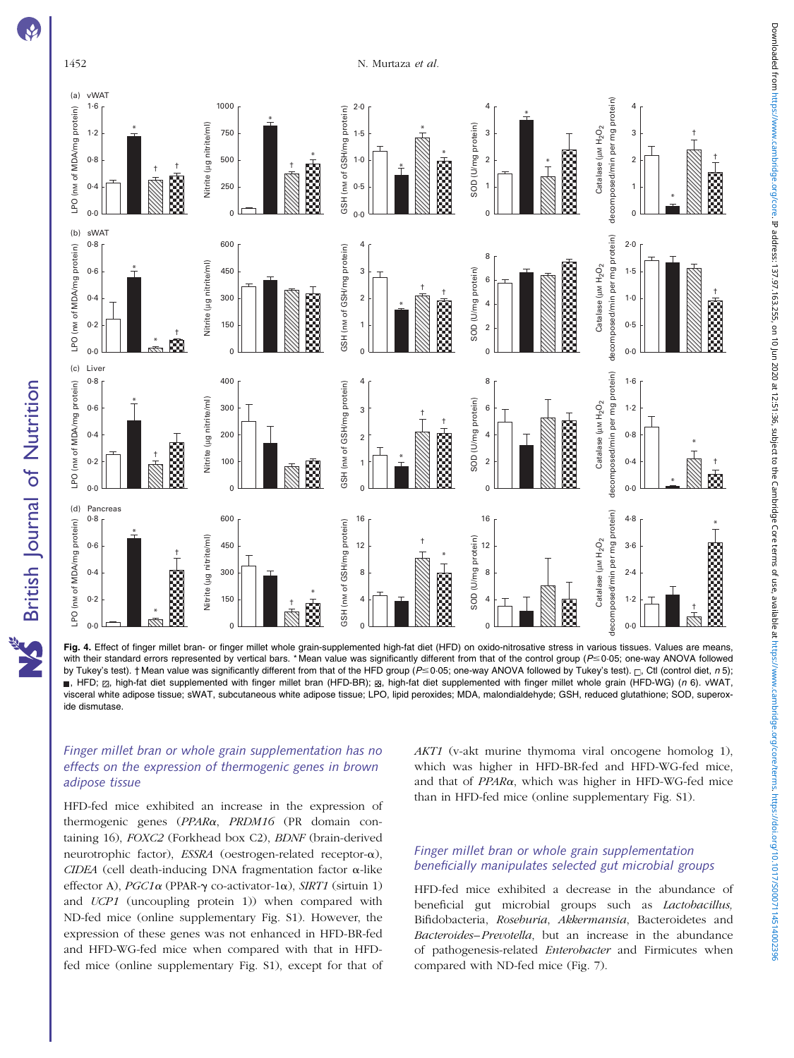**Fig. 4.** Effect of finger millet bran- or finger millet whole grain-supplemented high-fat diet (HFD) on oxido-nitrosative stress in various tissues. Values are means, with their standard errors represented by vertical bars. * Mean value was significantly different from that of the control group ($P \le 0.05$; one-way ANOVA followed by Tukey's test). † Mean value was significantly different from that of the HFD group ($P \le 0.05$; one-way ANOVA followed by Tukey's test). □, Ctl (control diet, $n$ 5); ■, HFD; ▨, high-fat diet supplemented with finger millet bran (HFD-BR); ▩, high-fat diet supplemented with finger millet whole grain (HFD-WG) ($n$ 6). vWAT, visceral white adipose tissue; sWAT, subcutaneous white adipose tissue; LPO, lipid peroxides; MDA, malondialdehyde; GSH, reduced glutathione; SOD, superoxide dismutase.

### *Finger millet bran or whole grain supplementation has no effects on the expression of thermogenic genes in brown adipose tissue*

HFD-fed mice exhibited an increase in the expression of thermogenic genes (*PPARα*, *PRDM16* (PR domain containing 16), *FOXC2* (Forkhead box C2), *BDNF* (brain-derived neurotrophic factor), *ESSRA* (oestrogen-related receptor-α), *CIDEA* (cell death-inducing DNA fragmentation factor α-like effector A), *PGC1α* (PPAR-γ co-activator-1α), *SIRT1* (sirtuin 1) and *UCP1* (uncoupling protein 1)) when compared with ND-fed mice (online supplementary Fig. S1). However, the expression of these genes was not enhanced in HFD-BR-fed and HFD-WG-fed mice when compared with that in HFD-fed mice (online supplementary Fig. S1), except for that of *AKT1* (v-akt murine thymoma viral oncogene homolog 1), which was higher in HFD-BR-fed and HFD-WG-fed mice, and that of *PPARα*, which was higher in HFD-WG-fed mice than in HFD-fed mice (online supplementary Fig. S1).

### *Finger millet bran or whole grain supplementation beneficially manipulates selected gut microbial groups*

HFD-fed mice exhibited a decrease in the abundance of beneficial gut microbial groups such as *Lactobacillus*, Bifidobacteria, *Roseburia*, *Akkermansia*, Bacteroidetes and *Bacteroides–Prevotella*, but an increase in the abundance of pathogenesis-related *Enterobacter* and Firmicutes when compared with ND-fed mice (Fig. 7).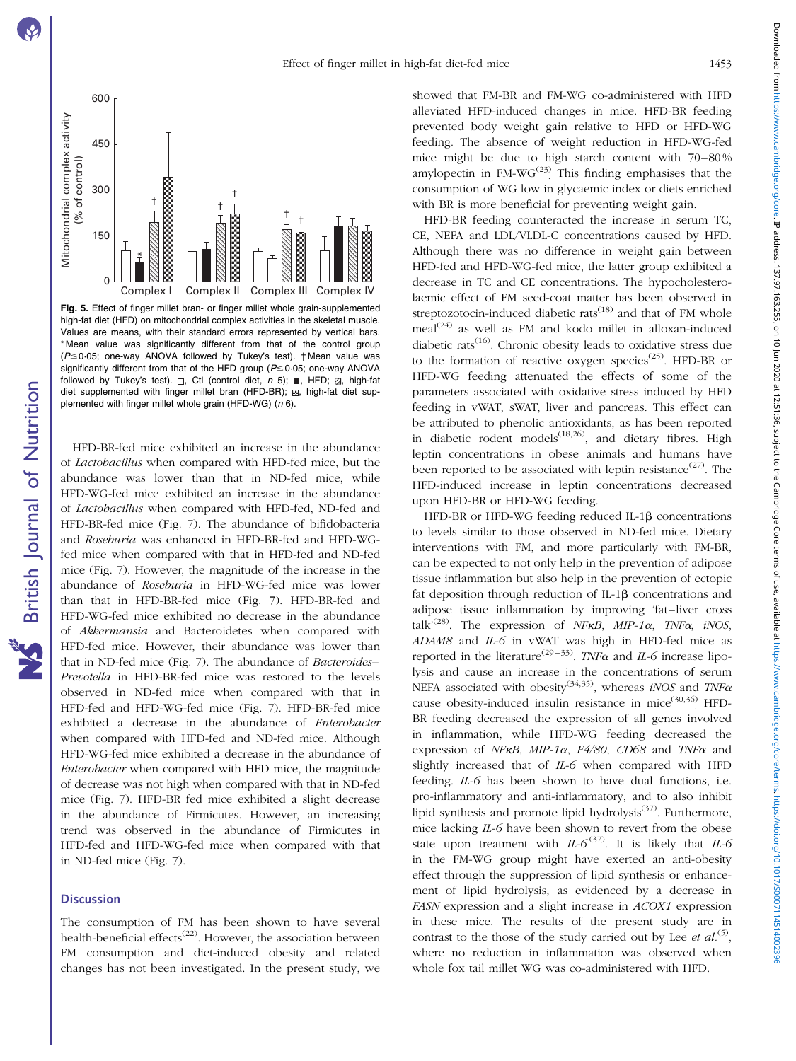Fig. 5. Effect of finger millet bran- or finger millet whole grain-supplemented high-fat diet (HFD) on mitochondrial complex activities in the skeletal muscle. Values are means, with their standard errors represented by vertical bars. * Mean value was significantly different from that of the control group ($P \leq 0.05$; one-way ANOVA followed by Tukey's test). † Mean value was significantly different from that of the HFD group ($P \leq 0.05$; one-way ANOVA followed by Tukey's test). □, Ctl (control diet, *n* 5); ■, HFD; ▨, high-fat diet supplemented with finger millet bran (HFD-BR); ▩, high-fat diet supplemented with finger millet whole grain (HFD-WG) (*n* 6).

HFD-BR-fed mice exhibited an increase in the abundance of *Lactobacillus* when compared with HFD-fed mice, but the abundance was lower than that in ND-fed mice, while HFD-WG-fed mice exhibited an increase in the abundance of *Lactobacillus* when compared with HFD-fed, ND-fed and HFD-BR-fed mice (Fig. 7). The abundance of bifidobacteria and *Roseburia* was enhanced in HFD-BR-fed and HFD-WG-fed mice when compared with that in HFD-fed and ND-fed mice (Fig. 7). However, the magnitude of the increase in the abundance of *Roseburia* in HFD-WG-fed mice was lower than that in HFD-BR-fed mice (Fig. 7). HFD-BR-fed and HFD-WG-fed mice exhibited no decrease in the abundance of *Akkermansia* and Bacteroidetes when compared with HFD-fed mice. However, their abundance was lower than that in ND-fed mice (Fig. 7). The abundance of *Bacteroides–Prevotella* in HFD-BR-fed mice was restored to the levels observed in ND-fed mice when compared with that in HFD-fed and HFD-WG-fed mice (Fig. 7). HFD-BR-fed mice exhibited a decrease in the abundance of *Enterobacter* when compared with HFD-fed and ND-fed mice. Although HFD-WG-fed mice exhibited a decrease in the abundance of *Enterobacter* when compared with HFD mice, the magnitude of decrease was not high when compared with that in ND-fed mice (Fig. 7). HFD-BR fed mice exhibited a slight decrease in the abundance of Firmicutes. However, an increasing trend was observed in the abundance of Firmicutes in HFD-fed and HFD-WG-fed mice when compared with that in ND-fed mice (Fig. 7).

## Discussion

The consumption of FM has been shown to have several health-beneficial effects[22]. However, the association between FM consumption and diet-induced obesity and related changes has not been investigated. In the present study, we showed that FM-BR and FM-WG co-administered with HFD alleviated HFD-induced changes in mice. HFD-BR feeding prevented body weight gain relative to HFD or HFD-WG feeding. The absence of weight reduction in HFD-WG-fed mice might be due to high starch content with 70–80 % amylopectin in FM-WG[23]. This finding emphasises that the consumption of WG low in glycaemic index or diets enriched with BR is more beneficial for preventing weight gain.

HFD-BR feeding counteracted the increase in serum TC, CE, NEFA and LDL/VLDL-C concentrations caused by HFD. Although there was no difference in weight gain between HFD-fed and HFD-WG-fed mice, the latter group exhibited a decrease in TC and CE concentrations. The hypocholesterolaemic effect of FM seed-coat matter has been observed in streptozotocin-induced diabetic rats[18] and that of FM whole meal[24] as well as FM and kodo millet in alloxan-induced diabetic rats[16]. Chronic obesity leads to oxidative stress due to the formation of reactive oxygen species[25]. HFD-BR or HFD-WG feeding attenuated the effects of some of the parameters associated with oxidative stress induced by HFD feeding in vWAT, sWAT, liver and pancreas. This effect can be attributed to phenolic antioxidants, as has been reported in diabetic rodent models[18,26], and dietary fibres. High leptin concentrations in obese animals and humans have been reported to be associated with leptin resistance[27]. The HFD-induced increase in leptin concentrations decreased upon HFD-BR or HFD-WG feeding.

HFD-BR or HFD-WG feeding reduced IL-1β concentrations to levels similar to those observed in ND-fed mice. Dietary interventions with FM, and more particularly with FM-BR, can be expected to not only help in the prevention of adipose tissue inflammation but also help in the prevention of ectopic fat deposition through reduction of IL-1β concentrations and adipose tissue inflammation by improving 'fat–liver cross talk'[28]. The expression of *NFκB*, *MIP-1α*, *TNFα*, *iNOS*, *ADAM8* and *IL-6* in vWAT was high in HFD-fed mice as reported in the literature[29–33]. *TNFα* and *IL-6* increase lipolysis and cause an increase in the concentrations of serum NEFA associated with obesity[34,35], whereas *iNOS* and *TNFα* cause obesity-induced insulin resistance in mice[30,36]. HFD-BR feeding decreased the expression of all genes involved in inflammation, while HFD-WG feeding decreased the expression of *NFκB*, *MIP-1α*, *F4/80*, *CD68* and *TNFα* and slightly increased that of *IL-6* when compared with HFD feeding. *IL-6* has been shown to have dual functions, i.e. pro-inflammatory and anti-inflammatory, and to also inhibit lipid synthesis and promote lipid hydrolysis[37]. Furthermore, mice lacking *IL-6* have been shown to revert from the obese state upon treatment with *IL-6*[37]. It is likely that *IL-6* in the FM-WG group might have exerted an anti-obesity effect through the suppression of lipid synthesis or enhancement of lipid hydrolysis, as evidenced by a decrease in *FASN* expression and a slight increase in *ACOX1* expression in these mice. The results of the present study are in contrast to the those of the study carried out by Lee *et al.*[5], where no reduction in inflammation was observed when whole fox tail millet WG was co-administered with HFD.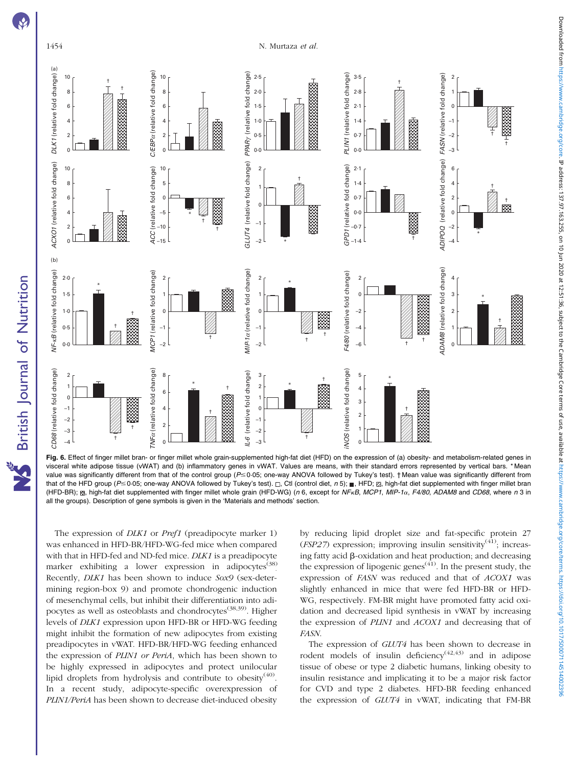Fig. 6. Effect of finger millet bran- or finger millet whole grain-supplemented high-fat diet (HFD) on the expression of (a) obesity- and metabolism-related genes in visceral white adipose tissue (vWAT) and (b) inflammatory genes in vWAT. Values are means, with their standard errors represented by vertical bars. * Mean value was significantly different from that of the control group ($P \leq 0.05$; one-way ANOVA followed by Tukey's test). † Mean value was significantly different from that of the HFD group ($P \leq 0.05$; one-way ANOVA followed by Tukey's test). □, Ctl (control diet, *n* 5); ■, HFD; ▨, high-fat diet supplemented with finger millet bran (HFD-BR); ▩, high-fat diet supplemented with finger millet whole grain (HFD-WG) (*n* 6, except for *NFκB*, *MCP1*, *MIP-1α*, *F4/80*, *ADAM8* and *CD68*, where *n* 3 in all the groups). Description of gene symbols is given in the 'Materials and methods' section.

The expression of *DLK1* or *Pref1* (preadipocyte marker 1) was enhanced in HFD-BR/HFD-WG-fed mice when compared with that in HFD-fed and ND-fed mice. *DLK1* is a preadipocyte marker exhibiting a lower expression in adipocytes[38]. Recently, *DLK1* has been shown to induce *Sox9* (sex-determining region-box 9) and promote chondrogenic induction of mesenchymal cells, but inhibit their differentiation into adipocytes as well as osteoblasts and chondrocytes[38,39]. Higher levels of *DLK1* expression upon HFD-BR or HFD-WG feeding might inhibit the formation of new adipocytes from existing preadipocytes in vWAT. HFD-BR/HFD-WG feeding enhanced the expression of *PLIN1 or PeriA*, which has been shown to be highly expressed in adipocytes and protect unilocular lipid droplets from hydrolysis and contribute to obesity[40]. In a recent study, adipocyte-specific overexpression of *PLIN1/PeriA* has been shown to decrease diet-induced obesity by reducing lipid droplet size and fat-specific protein 27 (*FSP27*) expression; improving insulin sensitivity[41]; increasing fatty acid β-oxidation and heat production; and decreasing the expression of lipogenic genes[41]. In the present study, the expression of *FASN* was reduced and that of *ACOX1* was slightly enhanced in mice that were fed HFD-BR or HFD-WG, respectively. FM-BR might have promoted fatty acid oxidation and decreased lipid synthesis in vWAT by increasing the expression of *PLIN1* and *ACOX1* and decreasing that of *FASN*.

The expression of *GLUT4* has been shown to decrease in rodent models of insulin deficiency[42,43] and in adipose tissue of obese or type 2 diabetic humans, linking obesity to insulin resistance and implicating it to be a major risk factor for CVD and type 2 diabetes. HFD-BR feeding enhanced the expression of *GLUT4* in vWAT, indicating that FM-BR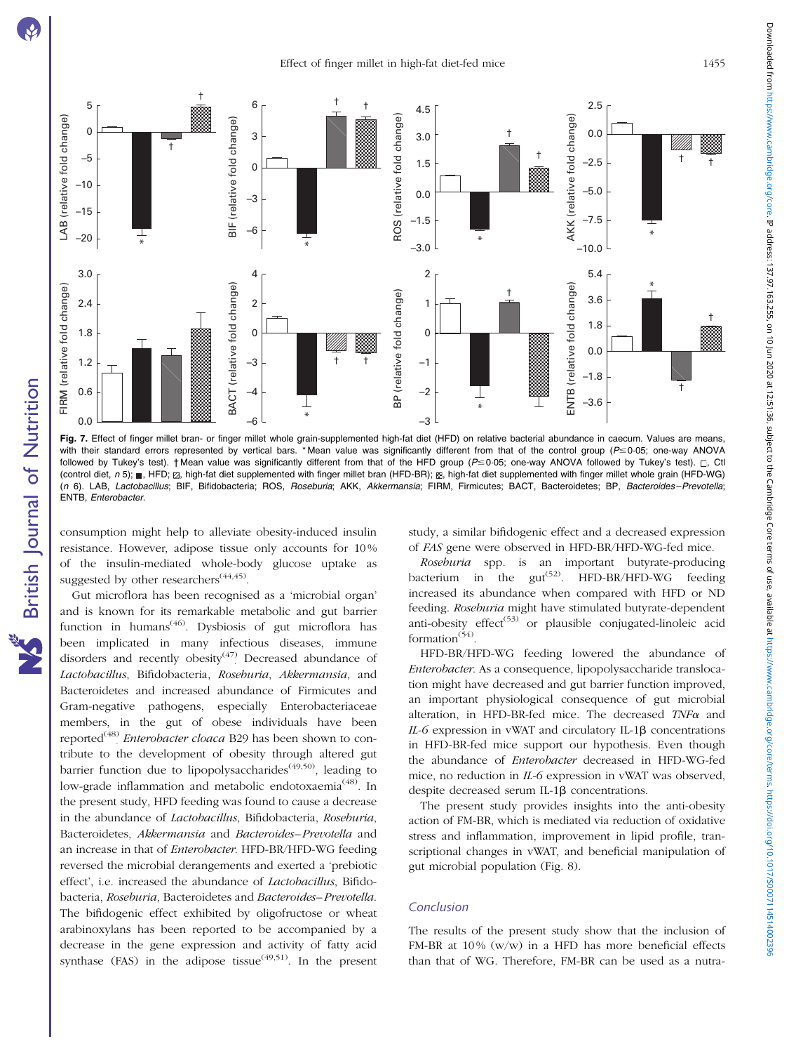Fig. 7. Effect of finger millet bran- or finger millet whole grain-supplemented high-fat diet (HFD) on relative bacterial abundance in caecum. Values are means, with their standard errors represented by vertical bars. * Mean value was significantly different from that of the control group ($P \leq 0.05$; one-way ANOVA followed by Tukey's test). † Mean value was significantly different from that of the HFD group ($P \leq 0.05$; one-way ANOVA followed by Tukey's test). □, Ctl (control diet, *n* 5); ■, HFD; ▨, high-fat diet supplemented with finger millet bran (HFD-BR); ▩, high-fat diet supplemented with finger millet whole grain (HFD-WG) (*n* 6). LAB, *Lactobacillus*; BIF, Bifidobacteria; ROS, *Roseburia*; AKK, *Akkermansia*; FIRM, Firmicutes; BACT, Bacteroidetes; BP, *Bacteroides–Prevotella*; ENTB, *Enterobacter*.

consumption might help to alleviate obesity-induced insulin resistance. However, adipose tissue only accounts for 10 % of the insulin-mediated whole-body glucose uptake as suggested by other researchers[44,45].

Gut microflora has been recognised as a 'microbial organ' and is known for its remarkable metabolic and gut barrier function in humans[46]. Dysbiosis of gut microflora has been implicated in many infectious diseases, immune disorders and recently obesity[47]. Decreased abundance of *Lactobacillus*, Bifidobacteria, *Roseburia*, *Akkermansia*, and Bacteroidetes and increased abundance of Firmicutes and Gram-negative pathogens, especially Enterobacteriaceae members, in the gut of obese individuals have been reported[48]. *Enterobacter cloaca* B29 has been shown to contribute to the development of obesity through altered gut barrier function due to lipopolysaccharides[49,50], leading to low-grade inflammation and metabolic endotoxaemia[48]. In the present study, HFD feeding was found to cause a decrease in the abundance of *Lactobacillus*, Bifidobacteria, *Roseburia*, Bacteroidetes, *Akkermansia* and *Bacteroides–Prevotella* and an increase in that of *Enterobacter*. HFD-BR/HFD-WG feeding reversed the microbial derangements and exerted a 'prebiotic effect', i.e. increased the abundance of *Lactobacillus*, Bifidobacteria, *Roseburia*, Bacteroidetes and *Bacteroides–Prevotella*. The bifidogenic effect exhibited by oligofructose or wheat arabinoxylans has been reported to be accompanied by a decrease in the gene expression and activity of fatty acid synthase (FAS) in the adipose tissue[49,51]. In the present study, a similar bifidogenic effect and a decreased expression of *FAS* gene were observed in HFD-BR/HFD-WG-fed mice.

*Roseburia* spp. is an important butyrate-producing bacterium in the gut[52]. HFD-BR/HFD-WG feeding increased its abundance when compared with HFD or ND feeding. *Roseburia* might have stimulated butyrate-dependent anti-obesity effect[53] or plausible conjugated-linoleic acid formation[54].

HFD-BR/HFD-WG feeding lowered the abundance of *Enterobacter*. As a consequence, lipopolysaccharide translocation might have decreased and gut barrier function improved, an important physiological consequence of gut microbial alteration, in HFD-BR-fed mice. The decreased *TNFα* and *IL-6* expression in vWAT and circulatory IL-1β concentrations in HFD-BR-fed mice support our hypothesis. Even though the abundance of *Enterobacter* decreased in HFD-WG-fed mice, no reduction in *IL-6* expression in vWAT was observed, despite decreased serum IL-1β concentrations.

The present study provides insights into the anti-obesity action of FM-BR, which is mediated via reduction of oxidative stress and inflammation, improvement in lipid profile, transcriptional changes in vWAT, and beneficial manipulation of gut microbial population (Fig. 8).

## Conclusion

The results of the present study show that the inclusion of FM-BR at 10 % (w/w) in a HFD has more beneficial effects than that of WG. Therefore, FM-BR can be used as a nutra-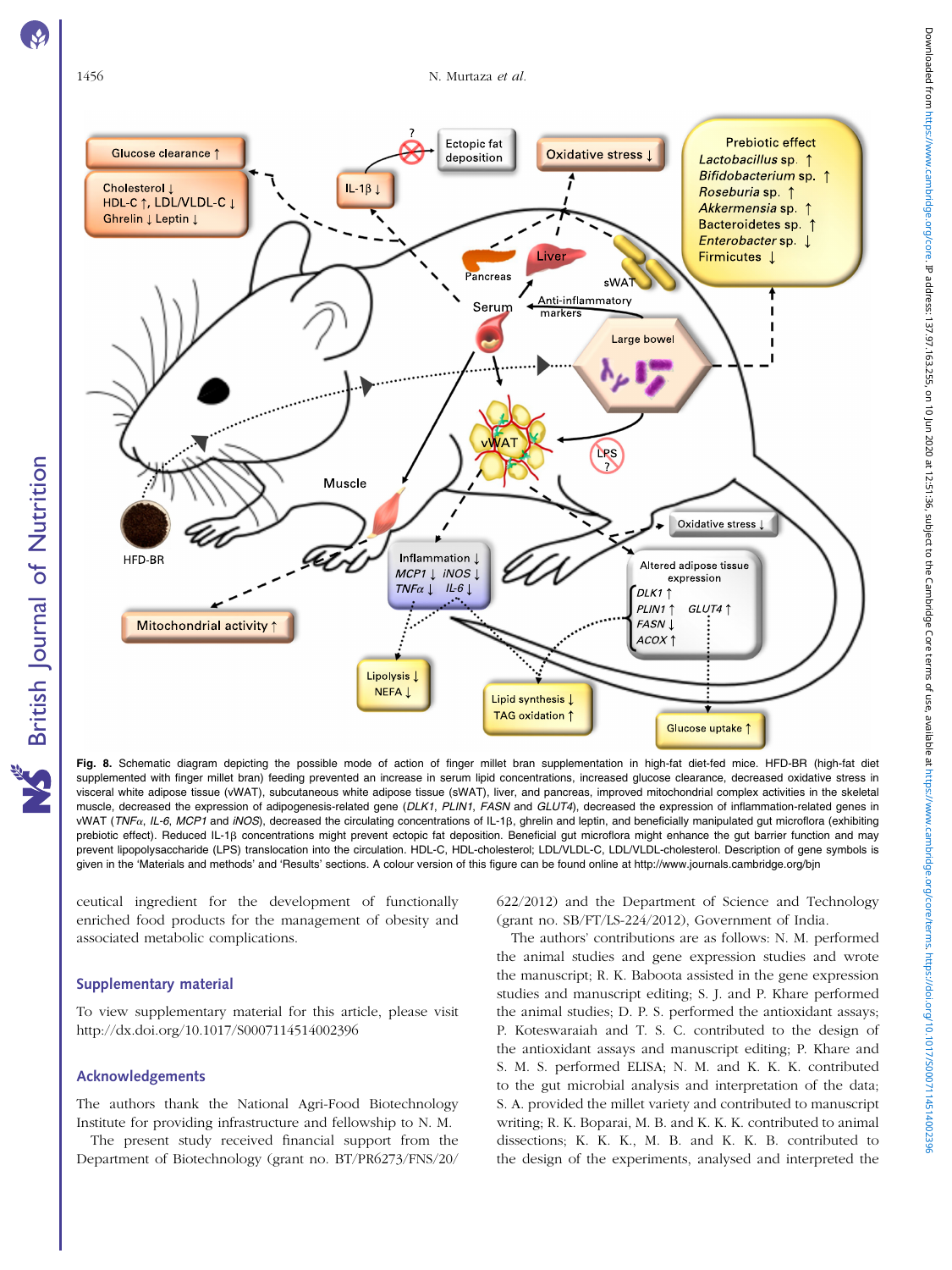**Fig. 8.** Schematic diagram depicting the possible mode of action of finger millet bran supplementation in high-fat diet-fed mice. HFD-BR (high-fat diet supplemented with finger millet bran) feeding prevented an increase in serum lipid concentrations, increased glucose clearance, decreased oxidative stress in visceral white adipose tissue (vWAT), subcutaneous white adipose tissue (sWAT), liver, and pancreas, improved mitochondrial complex activities in the skeletal muscle, decreased the expression of adipogenesis-related gene (*DLK1*, *PLIN1*, *FASN* and *GLUT4*), decreased the expression of inflammation-related genes in vWAT (*TNFα*, *IL-6*, *MCP1* and *iNOS*), decreased the circulating concentrations of IL-1β, ghrelin and leptin, and beneficially manipulated gut microflora (exhibiting prebiotic effect). Reduced IL-1β concentrations might prevent ectopic fat deposition. Beneficial gut microflora might enhance the gut barrier function and may prevent lipopolysaccharide (LPS) translocation into the circulation. HDL-C, HDL-cholesterol; LDL/VLDL-C, LDL/VLDL-cholesterol. Description of gene symbols is given in the 'Materials and methods' and 'Results' sections. A colour version of this figure can be found online at http://www.journals.cambridge.org/bjn

ceutical ingredient for the development of functionally enriched food products for the management of obesity and associated metabolic complications.

## Supplementary material

To view supplementary material for this article, please visit http://dx.doi.org/10.1017/S0007114514002396

## Acknowledgements

The authors thank the National Agri-Food Biotechnology Institute for providing infrastructure and fellowship to N. M.

The present study received financial support from the Department of Biotechnology (grant no. BT/PR6273/FNS/20/622/2012) and the Department of Science and Technology (grant no. SB/FT/LS-224/2012), Government of India.

The authors' contributions are as follows: N. M. performed the animal studies and gene expression studies and wrote the manuscript; R. K. Baboota assisted in the gene expression studies and manuscript editing; S. J. and P. Khare performed the animal studies; D. P. S. performed the antioxidant assays; P. Koteswaraiah and T. S. C. contributed to the design of the antioxidant assays and manuscript editing; P. Khare and S. M. S. performed ELISA; N. M. and K. K. K. contributed to the gut microbial analysis and interpretation of the data; S. A. provided the millet variety and contributed to manuscript writing; R. K. Boparai, M. B. and K. K. K. contributed to animal dissections; K. K. K., M. B. and K. K. B. contributed to the design of the experiments, analysed and interpreted the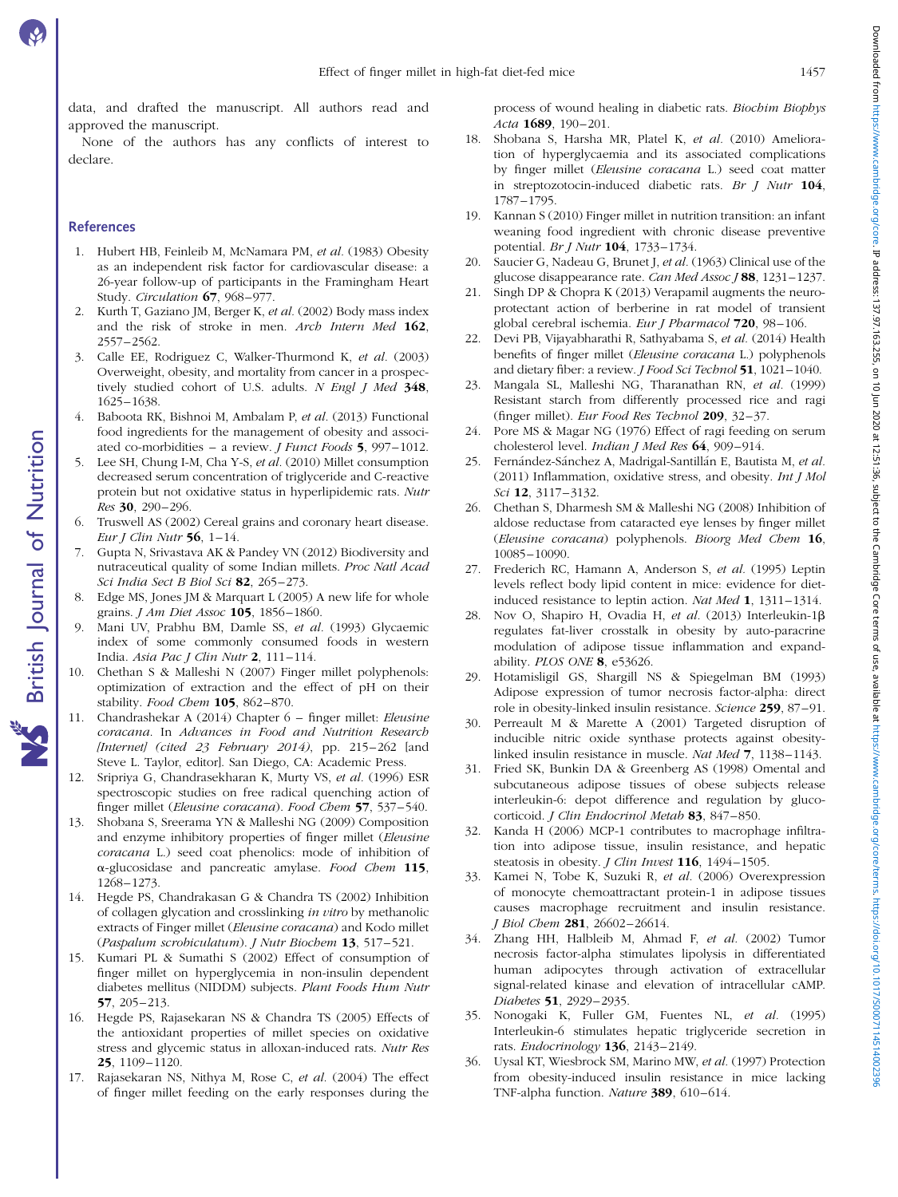data, and drafted the manuscript. All authors read and approved the manuscript.

None of the authors has any conflicts of interest to declare.

## References

1. Hubert HB, Feinleib M, McNamara PM, *et al.* (1983) Obesity as an independent risk factor for cardiovascular disease: a 26-year follow-up of participants in the Framingham Heart Study. *Circulation* **67**, 968–977.
2. Kurth T, Gaziano JM, Berger K, *et al.* (2002) Body mass index and the risk of stroke in men. *Arch Intern Med* **162**, 2557–2562.
3. Calle EE, Rodriguez C, Walker-Thurmond K, *et al.* (2003) Overweight, obesity, and mortality from cancer in a prospectively studied cohort of U.S. adults. *N Engl J Med* **348**, 1625–1638.
4. Baboota RK, Bishnoi M, Ambalam P, *et al.* (2013) Functional food ingredients for the management of obesity and associated co-morbidities – a review. *J Funct Foods* **5**, 997–1012.
5. Lee SH, Chung I-M, Cha Y-S, *et al.* (2010) Millet consumption decreased serum concentration of triglyceride and C-reactive protein but not oxidative status in hyperlipidemic rats. *Nutr Res* **30**, 290–296.
6. Truswell AS (2002) Cereal grains and coronary heart disease. *Eur J Clin Nutr* **56**, 1–14.
7. Gupta N, Srivastava AK & Pandey VN (2012) Biodiversity and nutraceutical quality of some Indian millets. *Proc Natl Acad Sci India Sect B Biol Sci* **82**, 265–273.
8. Edge MS, Jones JM & Marquart L (2005) A new life for whole grains. *J Am Diet Assoc* **105**, 1856–1860.
9. Mani UV, Prabhu BM, Damle SS, *et al.* (1993) Glycaemic index of some commonly consumed foods in western India. *Asia Pac J Clin Nutr* **2**, 111–114.
10. Chethan S & Malleshi N (2007) Finger millet polyphenols: optimization of extraction and the effect of pH on their stability. *Food Chem* **105**, 862–870.
11. Chandrashekar A (2014) Chapter 6 – finger millet: *Eleusine coracana*. In *Advances in Food and Nutrition Research [Internet] (cited 23 February 2014)*, pp. 215–262 [and Steve L. Taylor, editor]. San Diego, CA: Academic Press.
12. Sripriya G, Chandrasekharan K, Murty VS, *et al.* (1996) ESR spectroscopic studies on free radical quenching action of finger millet (*Eleusine coracana*). *Food Chem* **57**, 537–540.
13. Shobana S, Sreerama YN & Malleshi NG (2009) Composition and enzyme inhibitory properties of finger millet (*Eleusine coracana* L.) seed coat phenolics: mode of inhibition of α-glucosidase and pancreatic amylase. *Food Chem* **115**, 1268–1273.
14. Hegde PS, Chandrakasan G & Chandra TS (2002) Inhibition of collagen glycation and crosslinking *in vitro* by methanolic extracts of Finger millet (*Eleusine coracana*) and Kodo millet (*Paspalum scrobiculatum*). *J Nutr Biochem* **13**, 517–521.
15. Kumari PL & Sumathi S (2002) Effect of consumption of finger millet on hyperglycemia in non-insulin dependent diabetes mellitus (NIDDM) subjects. *Plant Foods Hum Nutr* **57**, 205–213.
16. Hegde PS, Rajasekaran NS & Chandra TS (2005) Effects of the antioxidant properties of millet species on oxidative stress and glycemic status in alloxan-induced rats. *Nutr Res* **25**, 1109–1120.
17. Rajasekaran NS, Nithya M, Rose C, *et al.* (2004) The effect of finger millet feeding on the early responses during the process of wound healing in diabetic rats. *Biochim Biophys Acta* **1689**, 190–201.
18. Shobana S, Harsha MR, Platel K, *et al.* (2010) Amelioration of hyperglycaemia and its associated complications by finger millet (*Eleusine coracana* L.) seed coat matter in streptozotocin-induced diabetic rats. *Br J Nutr* **104**, 1787–1795.
19. Kannan S (2010) Finger millet in nutrition transition: an infant weaning food ingredient with chronic disease preventive potential. *Br J Nutr* **104**, 1733–1734.
20. Saucier G, Nadeau G, Brunet J, *et al.* (1963) Clinical use of the glucose disappearance rate. *Can Med Assoc J* **88**, 1231–1237.
21. Singh DP & Chopra K (2013) Verapamil augments the neuroprotectant action of berberine in rat model of transient global cerebral ischemia. *Eur J Pharmacol* **720**, 98–106.
22. Devi PB, Vijayabharathi R, Sathyabama S, *et al.* (2014) Health benefits of finger millet (*Eleusine coracana* L.) polyphenols and dietary fiber: a review. *J Food Sci Technol* **51**, 1021–1040.
23. Mangala SL, Malleshi NG, Tharanathan RN, *et al.* (1999) Resistant starch from differently processed rice and ragi (finger millet). *Eur Food Res Technol* **209**, 32–37.
24. Pore MS & Magar NG (1976) Effect of ragi feeding on serum cholesterol level. *Indian J Med Res* **64**, 909–914.
25. Fernández-Sánchez A, Madrigal-Santillán E, Bautista M, *et al.* (2011) Inflammation, oxidative stress, and obesity. *Int J Mol Sci* **12**, 3117–3132.
26. Chethan S, Dharmesh SM & Malleshi NG (2008) Inhibition of aldose reductase from cataracted eye lenses by finger millet (*Eleusine coracana*) polyphenols. *Bioorg Med Chem* **16**, 10085–10090.
27. Frederich RC, Hamann A, Anderson S, *et al.* (1995) Leptin levels reflect body lipid content in mice: evidence for diet-induced resistance to leptin action. *Nat Med* **1**, 1311–1314.
28. Nov O, Shapiro H, Ovadia H, *et al.* (2013) Interleukin-1β regulates fat-liver crosstalk in obesity by auto-paracrine modulation of adipose tissue inflammation and expandability. *PLOS ONE* **8**, e53626.
29. Hotamisligil GS, Shargill NS & Spiegelman BM (1993) Adipose expression of tumor necrosis factor-alpha: direct role in obesity-linked insulin resistance. *Science* **259**, 87–91.
30. Perreault M & Marette A (2001) Targeted disruption of inducible nitric oxide synthase protects against obesity-linked insulin resistance in muscle. *Nat Med* **7**, 1138–1143.
31. Fried SK, Bunkin DA & Greenberg AS (1998) Omental and subcutaneous adipose tissues of obese subjects release interleukin-6: depot difference and regulation by glucocorticoid. *J Clin Endocrinol Metab* **83**, 847–850.
32. Kanda H (2006) MCP-1 contributes to macrophage infiltration into adipose tissue, insulin resistance, and hepatic steatosis in obesity. *J Clin Invest* **116**, 1494–1505.
33. Kamei N, Tobe K, Suzuki R, *et al.* (2006) Overexpression of monocyte chemoattractant protein-1 in adipose tissues causes macrophage recruitment and insulin resistance. *J Biol Chem* **281**, 26602–26614.
34. Zhang HH, Halbleib M, Ahmad F, *et al.* (2002) Tumor necrosis factor-alpha stimulates lipolysis in differentiated human adipocytes through activation of extracellular signal-related kinase and elevation of intracellular cAMP. *Diabetes* **51**, 2929–2935.
35. Nonogaki K, Fuller GM, Fuentes NL, *et al.* (1995) Interleukin-6 stimulates hepatic triglyceride secretion in rats. *Endocrinology* **136**, 2143–2149.
36. Uysal KT, Wiesbrock SM, Marino MW, *et al.* (1997) Protection from obesity-induced insulin resistance in mice lacking TNF-alpha function. *Nature* **389**, 610–614.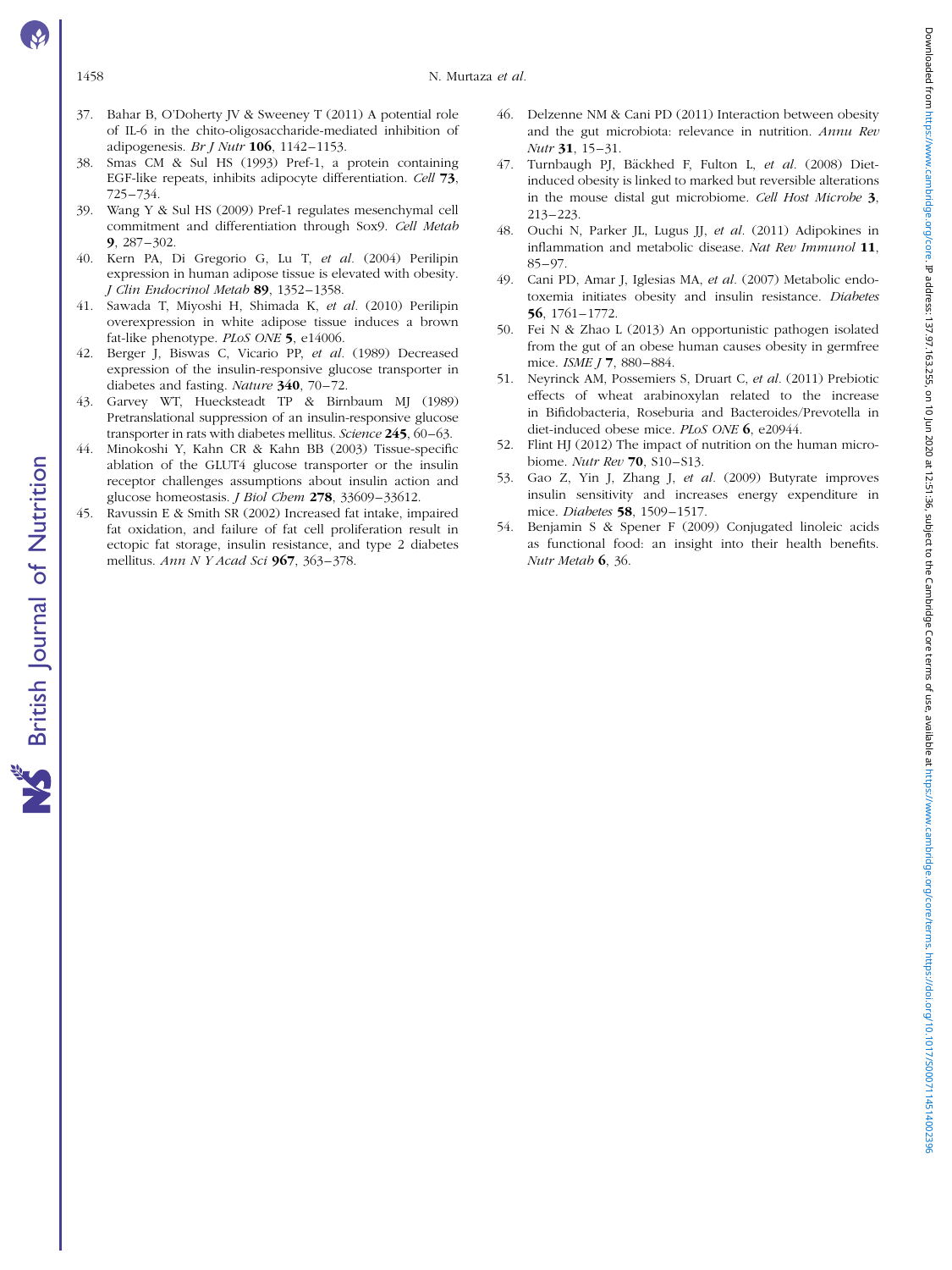37. Bahar B, O'Doherty JV & Sweeney T (2011) A potential role of IL-6 in the chito-oligosaccharide-mediated inhibition of adipogenesis. *Br J Nutr* **106**, 1142–1153.
38. Smas CM & Sul HS (1993) Pref-1, a protein containing EGF-like repeats, inhibits adipocyte differentiation. *Cell* **73**, 725–734.
39. Wang Y & Sul HS (2009) Pref-1 regulates mesenchymal cell commitment and differentiation through Sox9. *Cell Metab* **9**, 287–302.
40. Kern PA, Di Gregorio G, Lu T, *et al.* (2004) Perilipin expression in human adipose tissue is elevated with obesity. *J Clin Endocrinol Metab* **89**, 1352–1358.
41. Sawada T, Miyoshi H, Shimada K, *et al.* (2010) Perilipin overexpression in white adipose tissue induces a brown fat-like phenotype. *PLoS ONE* **5**, e14006.
42. Berger J, Biswas C, Vicario PP, *et al.* (1989) Decreased expression of the insulin-responsive glucose transporter in diabetes and fasting. *Nature* **340**, 70–72.
43. Garvey WT, Huecksteadt TP & Birnbaum MJ (1989) Pretranslational suppression of an insulin-responsive glucose transporter in rats with diabetes mellitus. *Science* **245**, 60–63.
44. Minokoshi Y, Kahn CR & Kahn BB (2003) Tissue-specific ablation of the GLUT4 glucose transporter or the insulin receptor challenges assumptions about insulin action and glucose homeostasis. *J Biol Chem* **278**, 33609–33612.
45. Ravussin E & Smith SR (2002) Increased fat intake, impaired fat oxidation, and failure of fat cell proliferation result in ectopic fat storage, insulin resistance, and type 2 diabetes mellitus. *Ann N Y Acad Sci* **967**, 363–378.
46. Delzenne NM & Cani PD (2011) Interaction between obesity and the gut microbiota: relevance in nutrition. *Annu Rev Nutr* **31**, 15–31.
47. Turnbaugh PJ, Bäckhed F, Fulton L, *et al.* (2008) Diet-induced obesity is linked to marked but reversible alterations in the mouse distal gut microbiome. *Cell Host Microbe* **3**, 213–223.
48. Ouchi N, Parker JL, Lugus JJ, *et al.* (2011) Adipokines in inflammation and metabolic disease. *Nat Rev Immunol* **11**, 85–97.
49. Cani PD, Amar J, Iglesias MA, *et al.* (2007) Metabolic endotoxemia initiates obesity and insulin resistance. *Diabetes* **56**, 1761–1772.
50. Fei N & Zhao L (2013) An opportunistic pathogen isolated from the gut of an obese human causes obesity in germfree mice. *ISME J* **7**, 880–884.
51. Neyrinck AM, Possemiers S, Druart C, *et al.* (2011) Prebiotic effects of wheat arabinoxylan related to the increase in Bifidobacteria, Roseburia and Bacteroides/Prevotella in diet-induced obese mice. *PLoS ONE* **6**, e20944.
52. Flint HJ (2012) The impact of nutrition on the human microbiome. *Nutr Rev* **70**, S10–S13.
53. Gao Z, Yin J, Zhang J, *et al.* (2009) Butyrate improves insulin sensitivity and increases energy expenditure in mice. *Diabetes* **58**, 1509–1517.
54. Benjamin S & Spener F (2009) Conjugated linoleic acids as functional food: an insight into their health benefits. *Nutr Metab* **6**, 36.